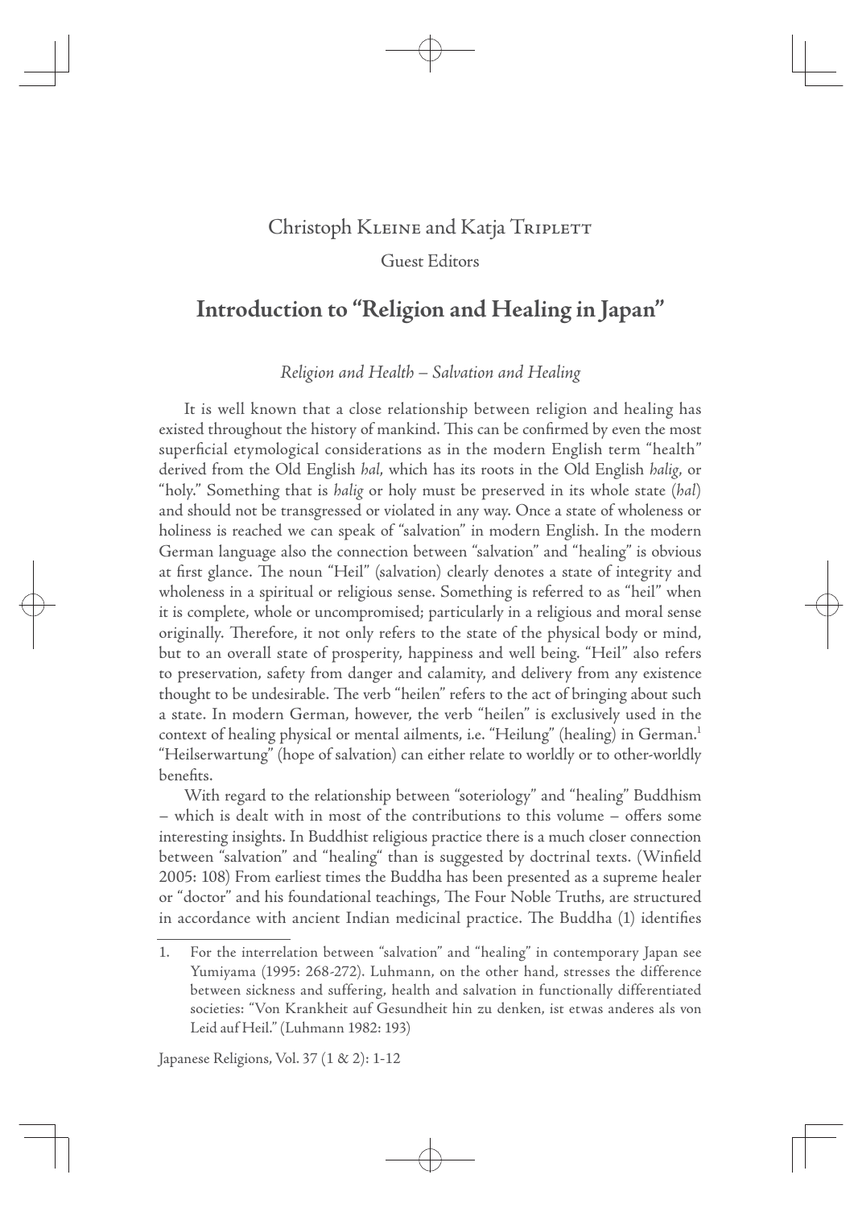Christoph Kleine and Katja Triplett

Guest Editors

# Introduction to "Religion and Healing in Japan"

## *Religion and Health – Salvation and Healing*

It is well known that a close relationship between religion and healing has existed throughout the history of mankind. This can be confirmed by even the most superficial etymological considerations as in the modern English term "health" derived from the Old English *hal*, which has its roots in the Old English *halig*, or "holy." Something that is *halig* or holy must be preserved in its whole state (*hal*) and should not be transgressed or violated in any way. Once a state of wholeness or holiness is reached we can speak of "salvation" in modern English. In the modern German language also the connection between "salvation" and "healing" is obvious at first glance. The noun "Heil" (salvation) clearly denotes a state of integrity and wholeness in a spiritual or religious sense. Something is referred to as "heil" when it is complete, whole or uncompromised; particularly in a religious and moral sense originally. Therefore, it not only refers to the state of the physical body or mind, but to an overall state of prosperity, happiness and well being. "Heil" also refers to preservation, safety from danger and calamity, and delivery from any existence thought to be undesirable. The verb "heilen" refers to the act of bringing about such a state. In modern German, however, the verb "heilen" is exclusively used in the context of healing physical or mental ailments, i.e. "Heilung" (healing) in German.[1] "Heilserwartung" (hope of salvation) can either relate to worldly or to other-worldly benefits.

With regard to the relationship between "soteriology" and "healing" Buddhism – which is dealt with in most of the contributions to this volume – offers some interesting insights. In Buddhist religious practice there is a much closer connection between "salvation" and "healing" than is suggested by doctrinal texts. (Winfield 2005: 108) From earliest times the Buddha has been presented as a supreme healer or "doctor" and his foundational teachings, The Four Noble Truths, are structured in accordance with ancient Indian medicinal practice. The Buddha (1) identifies

1. For the interrelation between "salvation" and "healing" in contemporary Japan see Yumiyama (1995: 268-272). Luhmann, on the other hand, stresses the difference between sickness and suffering, health and salvation in functionally differentiated societies: "Von Krankheit auf Gesundheit hin zu denken, ist etwas anderes als von Leid auf Heil." (Luhmann 1982: 193)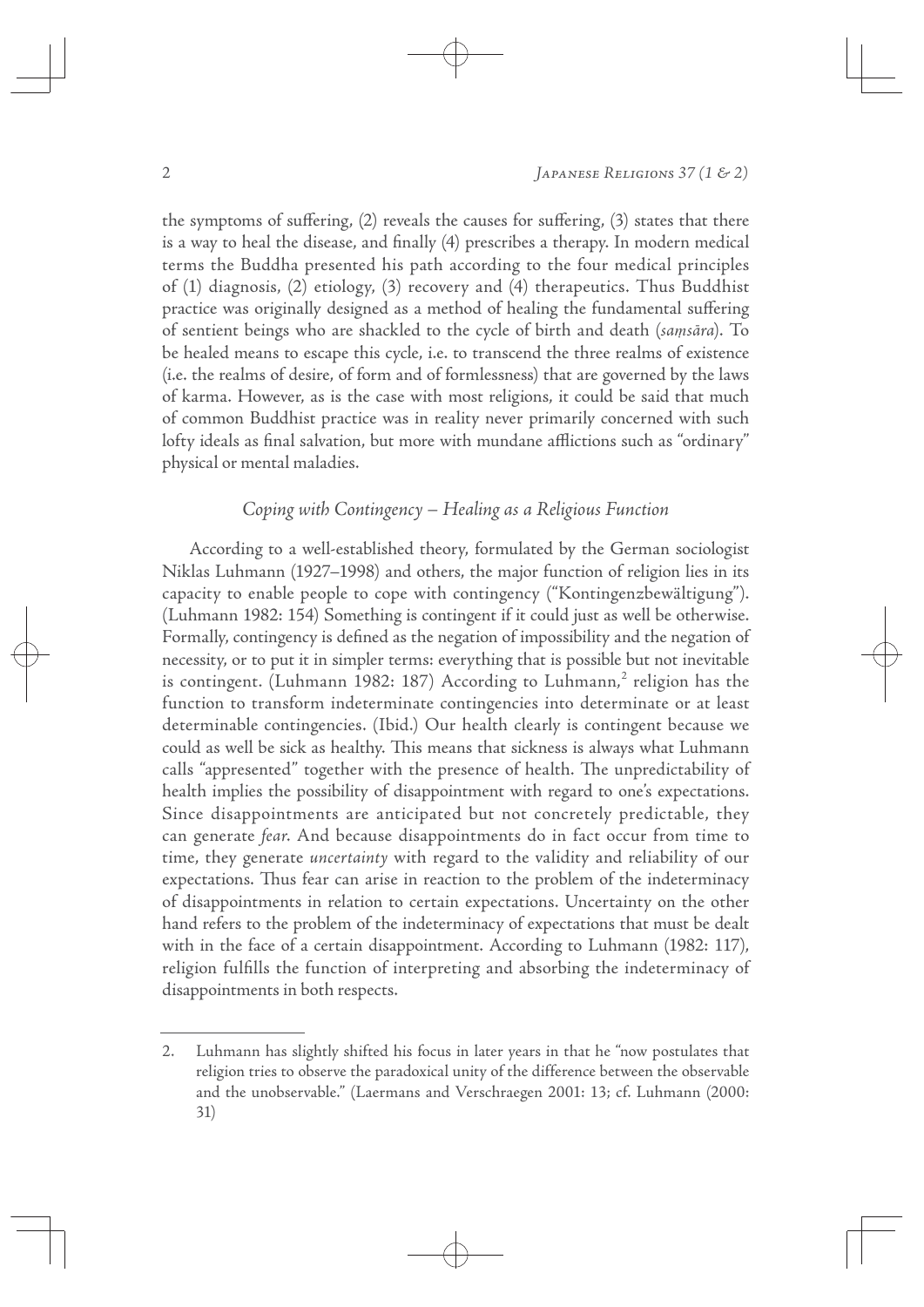the symptoms of suffering, (2) reveals the causes for suffering, (3) states that there is a way to heal the disease, and finally (4) prescribes a therapy. In modern medical terms the Buddha presented his path according to the four medical principles of (1) diagnosis, (2) etiology, (3) recovery and (4) therapeutics. Thus Buddhist practice was originally designed as a method of healing the fundamental suffering of sentient beings who are shackled to the cycle of birth and death (*saṃsāra*). To be healed means to escape this cycle, i.e. to transcend the three realms of existence (i.e. the realms of desire, of form and of formlessness) that are governed by the laws of karma. However, as is the case with most religions, it could be said that much of common Buddhist practice was in reality never primarily concerned with such lofty ideals as final salvation, but more with mundane afflictions such as "ordinary" physical or mental maladies.

### *Coping with Contingency – Healing as a Religious Function*

According to a well-established theory, formulated by the German sociologist Niklas Luhmann (1927–1998) and others, the major function of religion lies in its capacity to enable people to cope with contingency ("Kontingenzbewältigung"). (Luhmann 1982: 154) Something is contingent if it could just as well be otherwise. Formally, contingency is defined as the negation of impossibility and the negation of necessity, or to put it in simpler terms: everything that is possible but not inevitable is contingent. (Luhmann 1982: 187) According to Luhmann,[2] religion has the function to transform indeterminate contingencies into determinate or at least determinable contingencies. (Ibid.) Our health clearly is contingent because we could as well be sick as healthy. This means that sickness is always what Luhmann calls "appresented" together with the presence of health. The unpredictability of health implies the possibility of disappointment with regard to one's expectations. Since disappointments are anticipated but not concretely predictable, they can generate *fear*. And because disappointments do in fact occur from time to time, they generate *uncertainty* with regard to the validity and reliability of our expectations. Thus fear can arise in reaction to the problem of the indeterminacy of disappointments in relation to certain expectations. Uncertainty on the other hand refers to the problem of the indeterminacy of expectations that must be dealt with in the face of a certain disappointment. According to Luhmann (1982: 117), religion fulfills the function of interpreting and absorbing the indeterminacy of disappointments in both respects.

---

2. Luhmann has slightly shifted his focus in later years in that he "now postulates that religion tries to observe the paradoxical unity of the difference between the observable and the unobservable." (Laermans and Verschraegen 2001: 13; cf. Luhmann (2000: 31)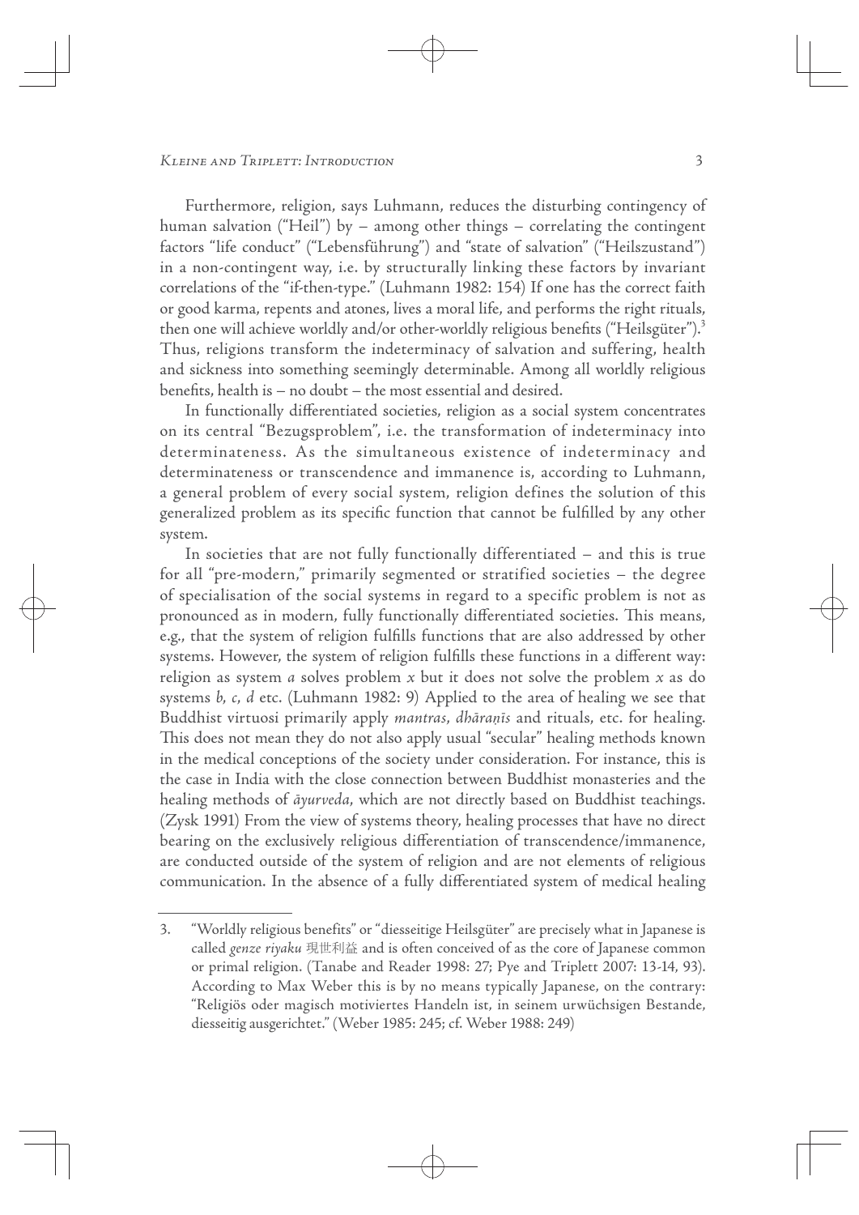Furthermore, religion, says Luhmann, reduces the disturbing contingency of human salvation ("Heil") by – among other things – correlating the contingent factors "life conduct" ("Lebensführung") and "state of salvation" ("Heilszustand") in a non-contingent way, i.e. by structurally linking these factors by invariant correlations of the "if-then-type." (Luhmann 1982: 154) If one has the correct faith or good karma, repents and atones, lives a moral life, and performs the right rituals, then one will achieve worldly and/or other-worldly religious benefits ("Heilsgüter").[3] Thus, religions transform the indeterminacy of salvation and suffering, health and sickness into something seemingly determinable. Among all worldly religious benefits, health is – no doubt – the most essential and desired.

In functionally differentiated societies, religion as a social system concentrates on its central "Bezugsproblem", i.e. the transformation of indeterminacy into determinateness. As the simultaneous existence of indeterminacy and determinateness or transcendence and immanence is, according to Luhmann, a general problem of every social system, religion defines the solution of this generalized problem as its specific function that cannot be fulfilled by any other system.

In societies that are not fully functionally differentiated – and this is true for all "pre-modern," primarily segmented or stratified societies – the degree of specialisation of the social systems in regard to a specific problem is not as pronounced as in modern, fully functionally differentiated societies. This means, e.g., that the system of religion fulfills functions that are also addressed by other systems. However, the system of religion fulfills these functions in a different way: religion as system *a* solves problem *x* but it does not solve the problem *x* as do systems *b*, *c*, *d* etc. (Luhmann 1982: 9) Applied to the area of healing we see that Buddhist virtuosi primarily apply *mantras*, *dhāraṇīs* and rituals, etc. for healing. This does not mean they do not also apply usual "secular" healing methods known in the medical conceptions of the society under consideration. For instance, this is the case in India with the close connection between Buddhist monasteries and the healing methods of *āyurveda*, which are not directly based on Buddhist teachings. (Zysk 1991) From the view of systems theory, healing processes that have no direct bearing on the exclusively religious differentiation of transcendence/immanence, are conducted outside of the system of religion and are not elements of religious communication. In the absence of a fully differentiated system of medical healing

---

3. "Worldly religious benefits" or "diesseitige Heilsgüter" are precisely what in Japanese is called *genze riyaku* 現世利益 and is often conceived of as the core of Japanese common or primal religion. (Tanabe and Reader 1998: 27; Pye and Triplett 2007: 13-14, 93). According to Max Weber this is by no means typically Japanese, on the contrary: "Religiös oder magisch motiviertes Handeln ist, in seinem urwüchsigen Bestande, diesseitig ausgerichtet." (Weber 1985: 245; cf. Weber 1988: 249)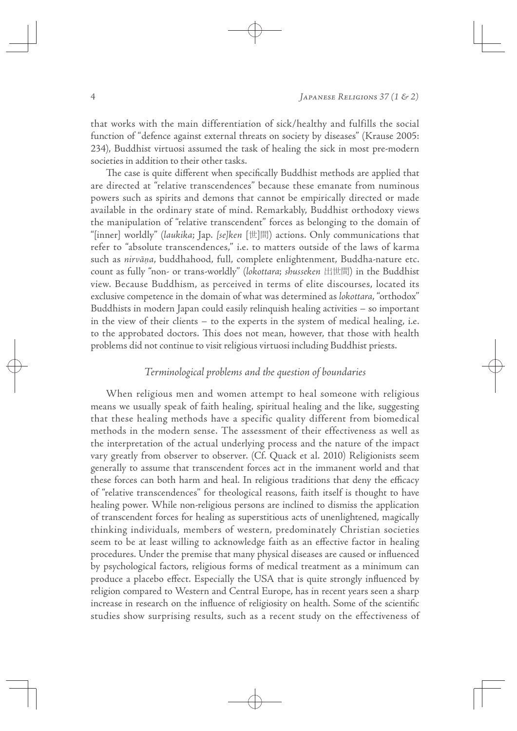that works with the main differentiation of sick/healthy and fulfills the social function of "defence against external threats on society by diseases" (Krause 2005: 234), Buddhist virtuosi assumed the task of healing the sick in most pre-modern societies in addition to their other tasks.

The case is quite different when specifically Buddhist methods are applied that are directed at "relative transcendences" because these emanate from numinous powers such as spirits and demons that cannot be empirically directed or made available in the ordinary state of mind. Remarkably, Buddhist orthodoxy views the manipulation of "relative transcendent" forces as belonging to the domain of "[inner] worldly" (*laukika*; Jap. *[se]ken* [世]間) actions. Only communications that refer to "absolute transcendences," i.e. to matters outside of the laws of karma such as *nirvāṇa*, buddhahood, full, complete enlightenment, Buddha-nature etc. count as fully "non- or trans-worldly" (*lokottara*; *shusseken* 出世間) in the Buddhist view. Because Buddhism, as perceived in terms of elite discourses, located its exclusive competence in the domain of what was determined as *lokottara*, "orthodox" Buddhists in modern Japan could easily relinquish healing activities – so important in the view of their clients – to the experts in the system of medical healing, i.e. to the approbated doctors. This does not mean, however, that those with health problems did not continue to visit religious virtuosi including Buddhist priests.

### *Terminological problems and the question of boundaries*

When religious men and women attempt to heal someone with religious means we usually speak of faith healing, spiritual healing and the like, suggesting that these healing methods have a specific quality different from biomedical methods in the modern sense. The assessment of their effectiveness as well as the interpretation of the actual underlying process and the nature of the impact vary greatly from observer to observer. (Cf. Quack et al. 2010) Religionists seem generally to assume that transcendent forces act in the immanent world and that these forces can both harm and heal. In religious traditions that deny the efficacy of "relative transcendences" for theological reasons, faith itself is thought to have healing power. While non-religious persons are inclined to dismiss the application of transcendent forces for healing as superstitious acts of unenlightened, magically thinking individuals, members of western, predominately Christian societies seem to be at least willing to acknowledge faith as an effective factor in healing procedures. Under the premise that many physical diseases are caused or influenced by psychological factors, religious forms of medical treatment as a minimum can produce a placebo effect. Especially the USA that is quite strongly influenced by religion compared to Western and Central Europe, has in recent years seen a sharp increase in research on the influence of religiosity on health. Some of the scientific studies show surprising results, such as a recent study on the effectiveness of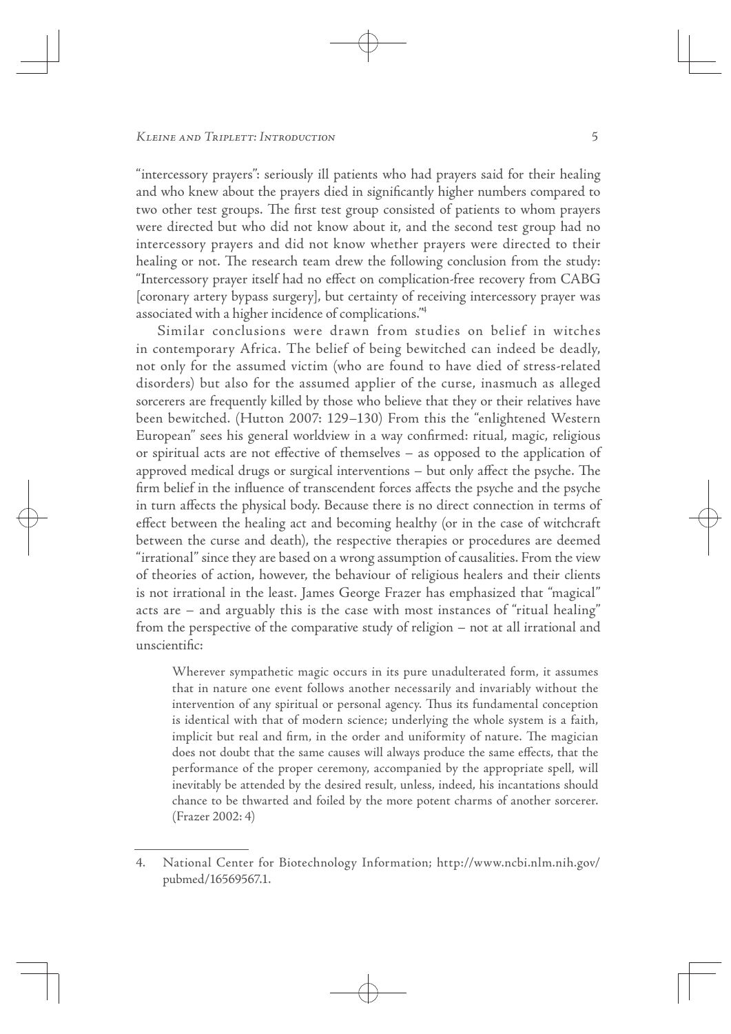"intercessory prayers": seriously ill patients who had prayers said for their healing and who knew about the prayers died in significantly higher numbers compared to two other test groups. The first test group consisted of patients to whom prayers were directed but who did not know about it, and the second test group had no intercessory prayers and did not know whether prayers were directed to their healing or not. The research team drew the following conclusion from the study: "Intercessory prayer itself had no effect on complication-free recovery from CABG [coronary artery bypass surgery], but certainty of receiving intercessory prayer was associated with a higher incidence of complications."[4]

Similar conclusions were drawn from studies on belief in witches in contemporary Africa. The belief of being bewitched can indeed be deadly, not only for the assumed victim (who are found to have died of stress-related disorders) but also for the assumed applier of the curse, inasmuch as alleged sorcerers are frequently killed by those who believe that they or their relatives have been bewitched. (Hutton 2007: 129–130) From this the "enlightened Western European" sees his general worldview in a way confirmed: ritual, magic, religious or spiritual acts are not effective of themselves – as opposed to the application of approved medical drugs or surgical interventions – but only affect the psyche. The firm belief in the influence of transcendent forces affects the psyche and the psyche in turn affects the physical body. Because there is no direct connection in terms of effect between the healing act and becoming healthy (or in the case of witchcraft between the curse and death), the respective therapies or procedures are deemed "irrational" since they are based on a wrong assumption of causalities. From the view of theories of action, however, the behaviour of religious healers and their clients is not irrational in the least. James George Frazer has emphasized that "magical" acts are – and arguably this is the case with most instances of "ritual healing" from the perspective of the comparative study of religion – not at all irrational and unscientific:

> Wherever sympathetic magic occurs in its pure unadulterated form, it assumes that in nature one event follows another necessarily and invariably without the intervention of any spiritual or personal agency. Thus its fundamental conception is identical with that of modern science; underlying the whole system is a faith, implicit but real and firm, in the order and uniformity of nature. The magician does not doubt that the same causes will always produce the same effects, that the performance of the proper ceremony, accompanied by the appropriate spell, will inevitably be attended by the desired result, unless, indeed, his incantations should chance to be thwarted and foiled by the more potent charms of another sorcerer. (Frazer 2002: 4)

---

4. National Center for Biotechnology Information; http://www.ncbi.nlm.nih.gov/pubmed/16569567.1.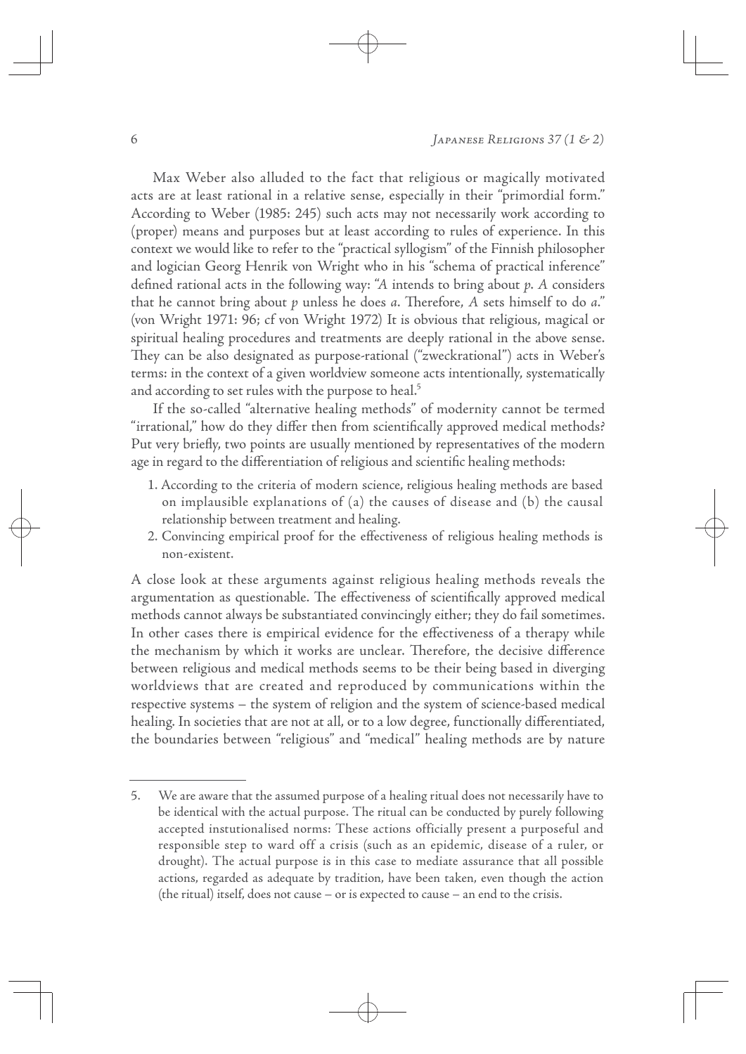Max Weber also alluded to the fact that religious or magically motivated acts are at least rational in a relative sense, especially in their "primordial form." According to Weber (1985: 245) such acts may not necessarily work according to (proper) means and purposes but at least according to rules of experience. In this context we would like to refer to the "practical syllogism" of the Finnish philosopher and logician Georg Henrik von Wright who in his "schema of practical inference" defined rational acts in the following way: "*A* intends to bring about *p*. *A* considers that he cannot bring about *p* unless he does *a*. Therefore, *A* sets himself to do *a*." (von Wright 1971: 96; cf von Wright 1972) It is obvious that religious, magical or spiritual healing procedures and treatments are deeply rational in the above sense. They can be also designated as purpose-rational ("zweckrational") acts in Weber's terms: in the context of a given worldview someone acts intentionally, systematically and according to set rules with the purpose to heal.[5]

If the so-called "alternative healing methods" of modernity cannot be termed "irrational," how do they differ then from scientifically approved medical methods? Put very briefly, two points are usually mentioned by representatives of the modern age in regard to the differentiation of religious and scientific healing methods:

1. According to the criteria of modern science, religious healing methods are based on implausible explanations of (a) the causes of disease and (b) the causal relationship between treatment and healing.
2. Convincing empirical proof for the effectiveness of religious healing methods is non-existent.

A close look at these arguments against religious healing methods reveals the argumentation as questionable. The effectiveness of scientifically approved medical methods cannot always be substantiated convincingly either; they do fail sometimes. In other cases there is empirical evidence for the effectiveness of a therapy while the mechanism by which it works are unclear. Therefore, the decisive difference between religious and medical methods seems to be their being based in diverging worldviews that are created and reproduced by communications within the respective systems – the system of religion and the system of science-based medical healing. In societies that are not at all, or to a low degree, functionally differentiated, the boundaries between "religious" and "medical" healing methods are by nature

---

5. We are aware that the assumed purpose of a healing ritual does not necessarily have to be identical with the actual purpose. The ritual can be conducted by purely following accepted instutionalised norms: These actions officially present a purposeful and responsible step to ward off a crisis (such as an epidemic, disease of a ruler, or drought). The actual purpose is in this case to mediate assurance that all possible actions, regarded as adequate by tradition, have been taken, even though the action (the ritual) itself, does not cause – or is expected to cause – an end to the crisis.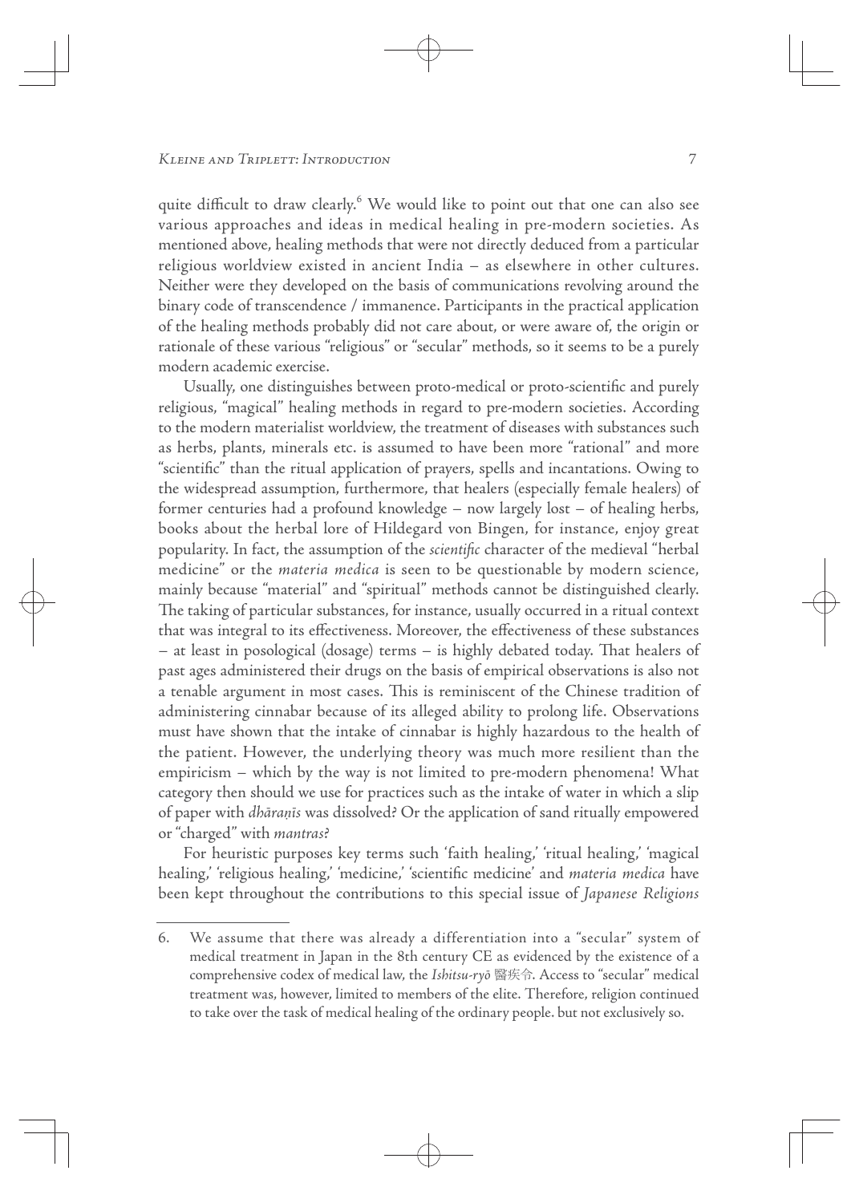quite difficult to draw clearly.[6] We would like to point out that one can also see various approaches and ideas in medical healing in pre-modern societies. As mentioned above, healing methods that were not directly deduced from a particular religious worldview existed in ancient India – as elsewhere in other cultures. Neither were they developed on the basis of communications revolving around the binary code of transcendence / immanence. Participants in the practical application of the healing methods probably did not care about, or were aware of, the origin or rationale of these various "religious" or "secular" methods, so it seems to be a purely modern academic exercise.

Usually, one distinguishes between proto-medical or proto-scientific and purely religious, "magical" healing methods in regard to pre-modern societies. According to the modern materialist worldview, the treatment of diseases with substances such as herbs, plants, minerals etc. is assumed to have been more "rational" and more "scientific" than the ritual application of prayers, spells and incantations. Owing to the widespread assumption, furthermore, that healers (especially female healers) of former centuries had a profound knowledge – now largely lost – of healing herbs, books about the herbal lore of Hildegard von Bingen, for instance, enjoy great popularity. In fact, the assumption of the *scientific* character of the medieval "herbal medicine" or the *materia medica* is seen to be questionable by modern science, mainly because "material" and "spiritual" methods cannot be distinguished clearly. The taking of particular substances, for instance, usually occurred in a ritual context that was integral to its effectiveness. Moreover, the effectiveness of these substances – at least in posological (dosage) terms – is highly debated today. That healers of past ages administered their drugs on the basis of empirical observations is also not a tenable argument in most cases. This is reminiscent of the Chinese tradition of administering cinnabar because of its alleged ability to prolong life. Observations must have shown that the intake of cinnabar is highly hazardous to the health of the patient. However, the underlying theory was much more resilient than the empiricism – which by the way is not limited to pre-modern phenomena! What category then should we use for practices such as the intake of water in which a slip of paper with *dhāraṇīs* was dissolved? Or the application of sand ritually empowered or "charged" with *mantras*?

For heuristic purposes key terms such 'faith healing,' 'ritual healing,' 'magical healing,' 'religious healing,' 'medicine,' 'scientific medicine' and *materia medica* have been kept throughout the contributions to this special issue of *Japanese Religions*

---

6. We assume that there was already a differentiation into a "secular" system of medical treatment in Japan in the 8th century CE as evidenced by the existence of a comprehensive codex of medical law, the *Ishitsu-ryō* 醫疾令. Access to "secular" medical treatment was, however, limited to members of the elite. Therefore, religion continued to take over the task of medical healing of the ordinary people. but not exclusively so.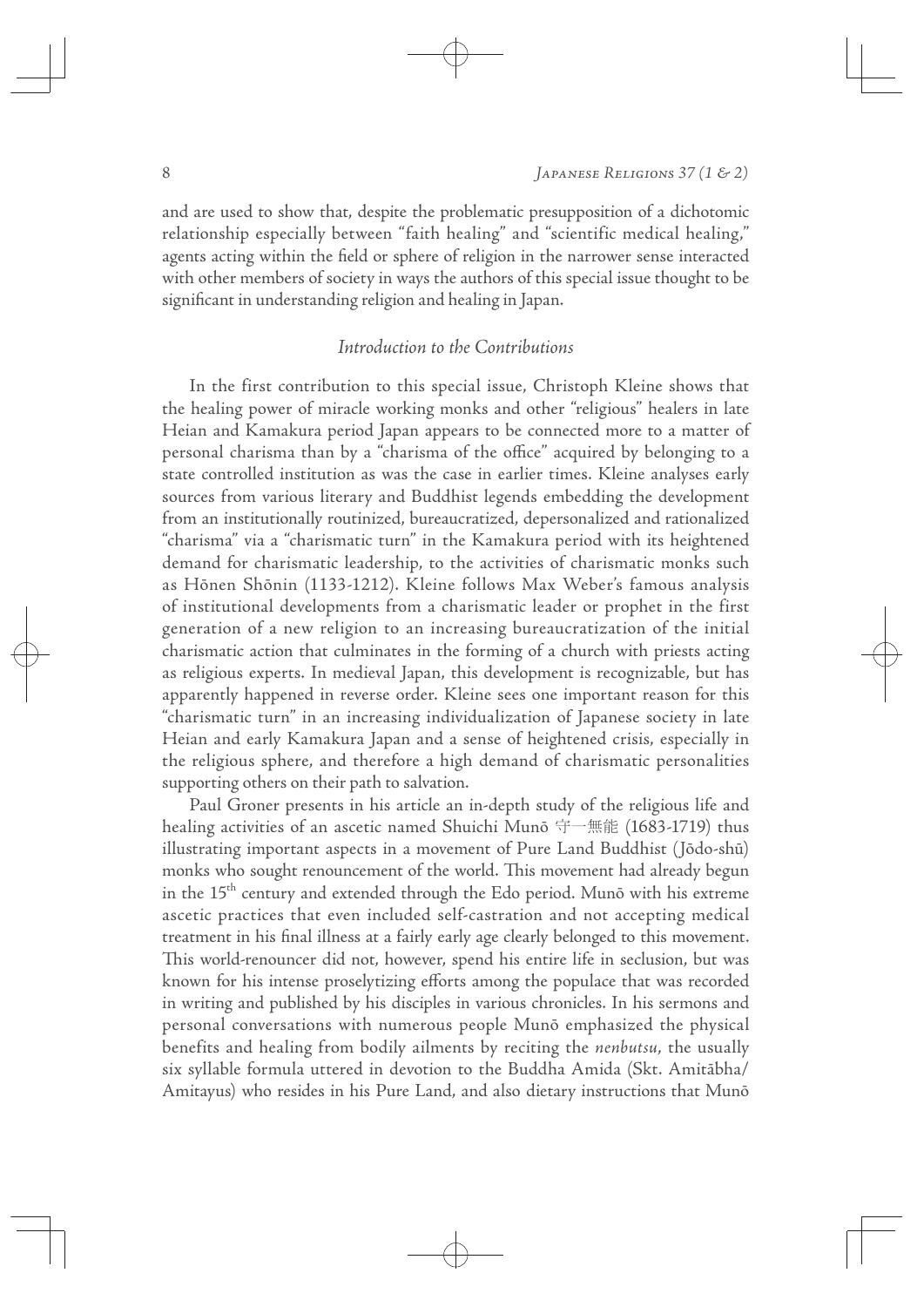and are used to show that, despite the problematic presupposition of a dichotomic relationship especially between "faith healing" and "scientific medical healing," agents acting within the field or sphere of religion in the narrower sense interacted with other members of society in ways the authors of this special issue thought to be significant in understanding religion and healing in Japan.

### *Introduction to the Contributions*

In the first contribution to this special issue, Christoph Kleine shows that the healing power of miracle working monks and other "religious" healers in late Heian and Kamakura period Japan appears to be connected more to a matter of personal charisma than by a "charisma of the office" acquired by belonging to a state controlled institution as was the case in earlier times. Kleine analyses early sources from various literary and Buddhist legends embedding the development from an institutionally routinized, bureaucratized, depersonalized and rationalized "charisma" via a "charismatic turn" in the Kamakura period with its heightened demand for charismatic leadership, to the activities of charismatic monks such as Hōnen Shōnin (1133-1212). Kleine follows Max Weber's famous analysis of institutional developments from a charismatic leader or prophet in the first generation of a new religion to an increasing bureaucratization of the initial charismatic action that culminates in the forming of a church with priests acting as religious experts. In medieval Japan, this development is recognizable, but has apparently happened in reverse order. Kleine sees one important reason for this "charismatic turn" in an increasing individualization of Japanese society in late Heian and early Kamakura Japan and a sense of heightened crisis, especially in the religious sphere, and therefore a high demand of charismatic personalities supporting others on their path to salvation.

Paul Groner presents in his article an in-depth study of the religious life and healing activities of an ascetic named Shuichi Munō 守一無能 (1683-1719) thus illustrating important aspects in a movement of Pure Land Buddhist (Jōdo-shū) monks who sought renouncement of the world. This movement had already begun in the 15th century and extended through the Edo period. Munō with his extreme ascetic practices that even included self-castration and not accepting medical treatment in his final illness at a fairly early age clearly belonged to this movement. This world-renouncer did not, however, spend his entire life in seclusion, but was known for his intense proselytizing efforts among the populace that was recorded in writing and published by his disciples in various chronicles. In his sermons and personal conversations with numerous people Munō emphasized the physical benefits and healing from bodily ailments by reciting the *nenbutsu*, the usually six syllable formula uttered in devotion to the Buddha Amida (Skt. Amitābha/ Amitayus) who resides in his Pure Land, and also dietary instructions that Munō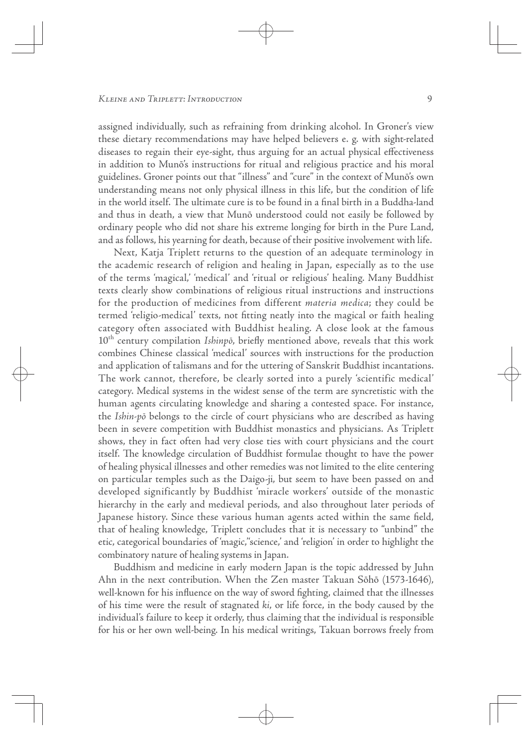assigned individually, such as refraining from drinking alcohol. In Groner's view these dietary recommendations may have helped believers e. g. with sight-related diseases to regain their eye-sight, thus arguing for an actual physical effectiveness in addition to Munō's instructions for ritual and religious practice and his moral guidelines. Groner points out that "illness" and "cure" in the context of Munō's own understanding means not only physical illness in this life, but the condition of life in the world itself. The ultimate cure is to be found in a final birth in a Buddha-land and thus in death, a view that Munō understood could not easily be followed by ordinary people who did not share his extreme longing for birth in the Pure Land, and as follows, his yearning for death, because of their positive involvement with life.

Next, Katja Triplett returns to the question of an adequate terminology in the academic research of religion and healing in Japan, especially as to the use of the terms 'magical,' 'medical' and 'ritual or religious' healing. Many Buddhist texts clearly show combinations of religious ritual instructions and instructions for the production of medicines from different *materia medica*; they could be termed 'religio-medical' texts, not fitting neatly into the magical or faith healing category often associated with Buddhist healing. A close look at the famous 10th century compilation *Ishinpō*, briefly mentioned above, reveals that this work combines Chinese classical 'medical' sources with instructions for the production and application of talismans and for the uttering of Sanskrit Buddhist incantations. The work cannot, therefore, be clearly sorted into a purely 'scientific medical' category. Medical systems in the widest sense of the term are syncretistic with the human agents circulating knowledge and sharing a contested space. For instance, the *Ishin-pō* belongs to the circle of court physicians who are described as having been in severe competition with Buddhist monastics and physicians. As Triplett shows, they in fact often had very close ties with court physicians and the court itself. The knowledge circulation of Buddhist formulae thought to have the power of healing physical illnesses and other remedies was not limited to the elite centering on particular temples such as the Daigo-ji, but seem to have been passed on and developed significantly by Buddhist 'miracle workers' outside of the monastic hierarchy in the early and medieval periods, and also throughout later periods of Japanese history. Since these various human agents acted within the same field, that of healing knowledge, Triplett concludes that it is necessary to "unbind" the etic, categorical boundaries of 'magic,''science,' and 'religion' in order to highlight the combinatory nature of healing systems in Japan.

Buddhism and medicine in early modern Japan is the topic addressed by Juhn Ahn in the next contribution. When the Zen master Takuan Sōhō (1573-1646), well-known for his influence on the way of sword fighting, claimed that the illnesses of his time were the result of stagnated *ki*, or life force, in the body caused by the individual's failure to keep it orderly, thus claiming that the individual is responsible for his or her own well-being. In his medical writings, Takuan borrows freely from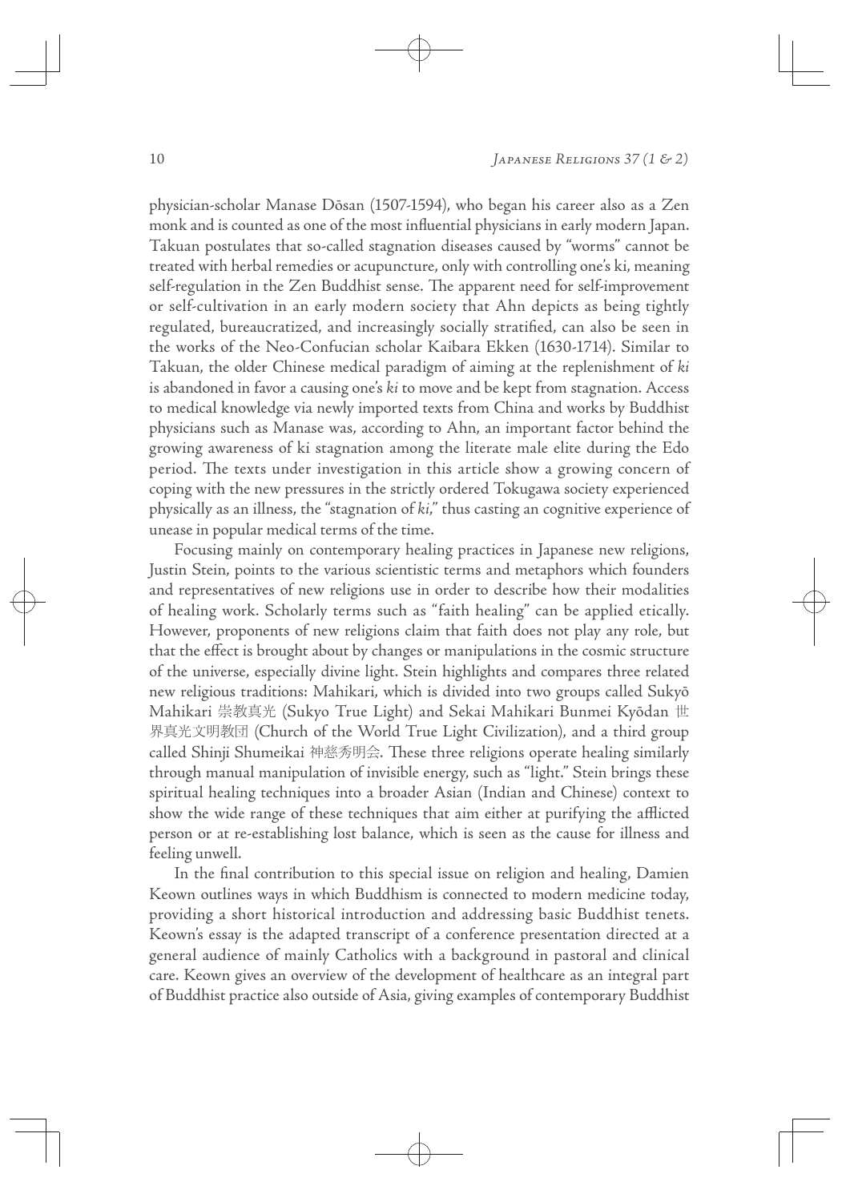physician-scholar Manase Dōsan (1507-1594), who began his career also as a Zen monk and is counted as one of the most influential physicians in early modern Japan. Takuan postulates that so-called stagnation diseases caused by "worms" cannot be treated with herbal remedies or acupuncture, only with controlling one's ki, meaning self-regulation in the Zen Buddhist sense. The apparent need for self-improvement or self-cultivation in an early modern society that Ahn depicts as being tightly regulated, bureaucratized, and increasingly socially stratified, can also be seen in the works of the Neo-Confucian scholar Kaibara Ekken (1630-1714). Similar to Takuan, the older Chinese medical paradigm of aiming at the replenishment of *ki* is abandoned in favor a causing one's *ki* to move and be kept from stagnation. Access to medical knowledge via newly imported texts from China and works by Buddhist physicians such as Manase was, according to Ahn, an important factor behind the growing awareness of ki stagnation among the literate male elite during the Edo period. The texts under investigation in this article show a growing concern of coping with the new pressures in the strictly ordered Tokugawa society experienced physically as an illness, the "stagnation of *ki*," thus casting an cognitive experience of unease in popular medical terms of the time.

Focusing mainly on contemporary healing practices in Japanese new religions, Justin Stein, points to the various scientistic terms and metaphors which founders and representatives of new religions use in order to describe how their modalities of healing work. Scholarly terms such as "faith healing" can be applied etically. However, proponents of new religions claim that faith does not play any role, but that the effect is brought about by changes or manipulations in the cosmic structure of the universe, especially divine light. Stein highlights and compares three related new religious traditions: Mahikari, which is divided into two groups called Sukyō Mahikari 崇教真光 (Sukyo True Light) and Sekai Mahikari Bunmei Kyōdan 世界真光文明教団 (Church of the World True Light Civilization), and a third group called Shinji Shumeikai 神慈秀明会. These three religions operate healing similarly through manual manipulation of invisible energy, such as "light." Stein brings these spiritual healing techniques into a broader Asian (Indian and Chinese) context to show the wide range of these techniques that aim either at purifying the afflicted person or at re-establishing lost balance, which is seen as the cause for illness and feeling unwell.

In the final contribution to this special issue on religion and healing, Damien Keown outlines ways in which Buddhism is connected to modern medicine today, providing a short historical introduction and addressing basic Buddhist tenets. Keown's essay is the adapted transcript of a conference presentation directed at a general audience of mainly Catholics with a background in pastoral and clinical care. Keown gives an overview of the development of healthcare as an integral part of Buddhist practice also outside of Asia, giving examples of contemporary Buddhist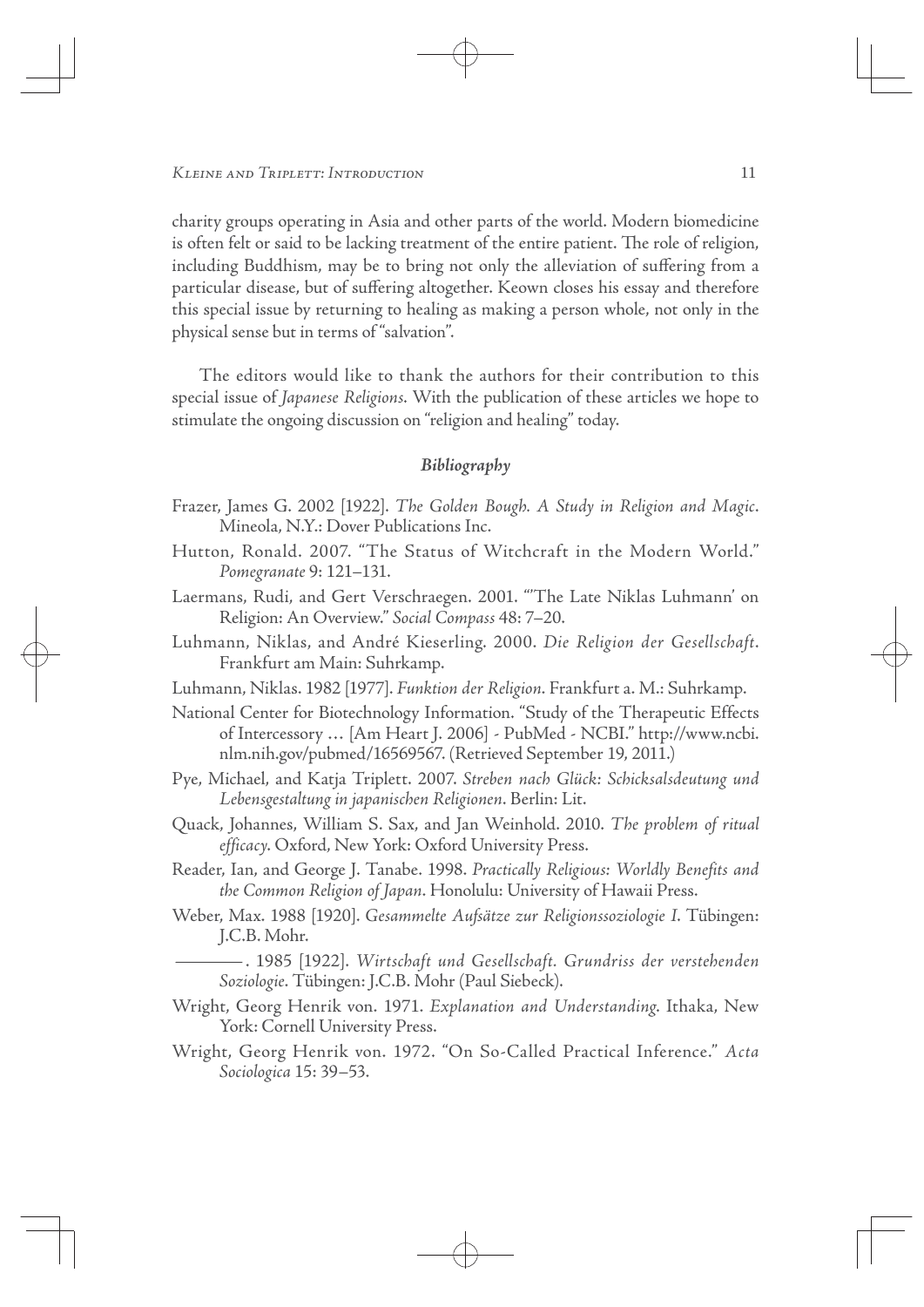charity groups operating in Asia and other parts of the world. Modern biomedicine is often felt or said to be lacking treatment of the entire patient. The role of religion, including Buddhism, may be to bring not only the alleviation of suffering from a particular disease, but of suffering altogether. Keown closes his essay and therefore this special issue by returning to healing as making a person whole, not only in the physical sense but in terms of "salvation".

The editors would like to thank the authors for their contribution to this special issue of *Japanese Religions*. With the publication of these articles we hope to stimulate the ongoing discussion on "religion and healing" today.

### *Bibliography*

Frazer, James G. 2002 [1922]. *The Golden Bough. A Study in Religion and Magic*. Mineola, N.Y.: Dover Publications Inc.

Hutton, Ronald. 2007. "The Status of Witchcraft in the Modern World." *Pomegranate* 9: 121–131.

Laermans, Rudi, and Gert Verschraegen. 2001. "'The Late Niklas Luhmann' on Religion: An Overview." *Social Compass* 48: 7–20.

Luhmann, Niklas, and André Kieserling. 2000. *Die Religion der Gesellschaft*. Frankfurt am Main: Suhrkamp.

Luhmann, Niklas. 1982 [1977]. *Funktion der Religion*. Frankfurt a. M.: Suhrkamp.

National Center for Biotechnology Information. "Study of the Therapeutic Effects of Intercessory … [Am Heart J. 2006] - PubMed - NCBI." http://www.ncbi.nlm.nih.gov/pubmed/16569567. (Retrieved September 19, 2011.)

Pye, Michael, and Katja Triplett. 2007. *Streben nach Glück: Schicksalsdeutung und Lebensgestaltung in japanischen Religionen*. Berlin: Lit.

Quack, Johannes, William S. Sax, and Jan Weinhold. 2010. *The problem of ritual efficacy*. Oxford, New York: Oxford University Press.

Reader, Ian, and George J. Tanabe. 1998. *Practically Religious: Worldly Benefits and the Common Religion of Japan*. Honolulu: University of Hawaii Press.

Weber, Max. 1988 [1920]. *Gesammelte Aufsätze zur Religionssoziologie I*. Tübingen: J.C.B. Mohr.

———. 1985 [1922]. *Wirtschaft und Gesellschaft. Grundriss der verstehenden Soziologie*. Tübingen: J.C.B. Mohr (Paul Siebeck).

Wright, Georg Henrik von. 1971. *Explanation and Understanding*. Ithaka, New York: Cornell University Press.

Wright, Georg Henrik von. 1972. "On So-Called Practical Inference." *Acta Sociologica* 15: 39–53.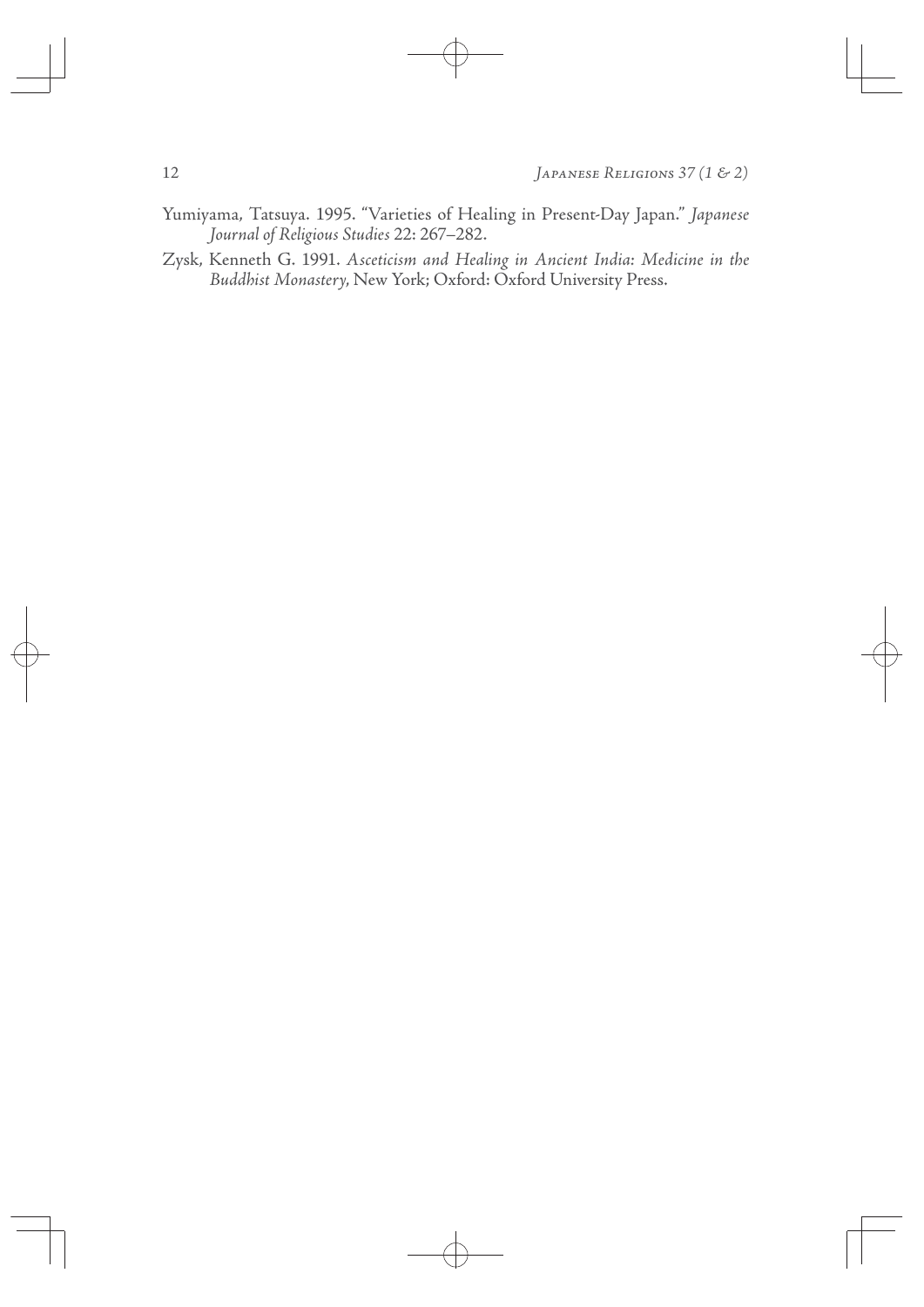Yumiyama, Tatsuya. 1995. "Varieties of Healing in Present-Day Japan." *Japanese Journal of Religious Studies* 22: 267–282.

Zysk, Kenneth G. 1991. *Asceticism and Healing in Ancient India: Medicine in the Buddhist Monastery*, New York; Oxford: Oxford University Press.